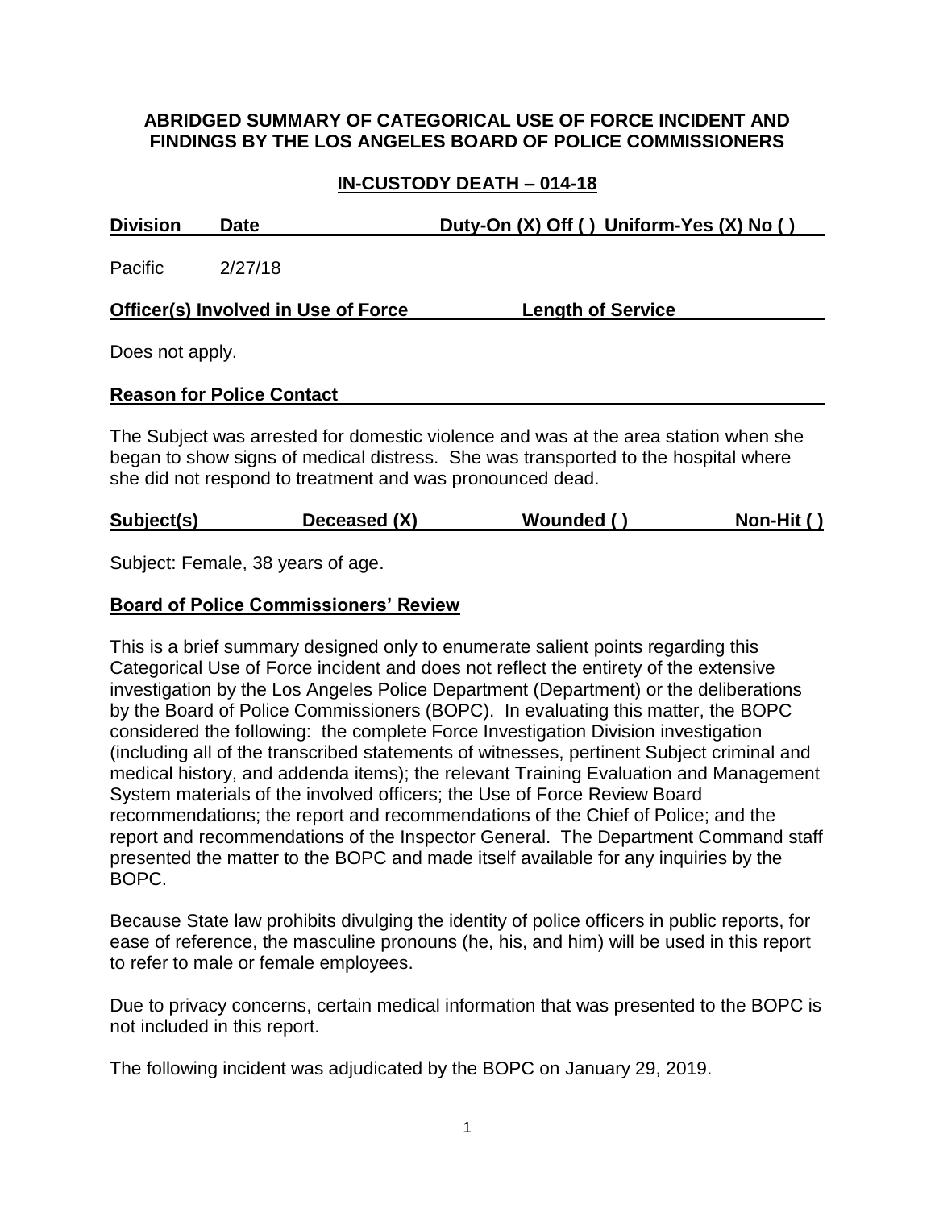**ABRIDGED SUMMARY OF CATEGORICAL USE OF FORCE INCIDENT AND FINDINGS BY THE LOS ANGELES BOARD OF POLICE COMMISSIONERS**

**IN-CUSTODY DEATH – 014-18**

| Division | Date | Duty-On (X) Off ( ) Uniform-Yes (X) No ( ) |
|---|---|---|
| Pacific | 2/27/18 | |

| Officer(s) Involved in Use of Force | Length of Service |
|---|---|
| Does not apply. | |

**Reason for Police Contact**

The Subject was arrested for domestic violence and was at the area station when she began to show signs of medical distress. She was transported to the hospital where she did not respond to treatment and was pronounced dead.

| Subject(s) | Deceased (X) | Wounded ( ) | Non-Hit ( ) |
|---|---|---|---|

Subject: Female, 38 years of age.

**Board of Police Commissioners' Review**

This is a brief summary designed only to enumerate salient points regarding this Categorical Use of Force incident and does not reflect the entirety of the extensive investigation by the Los Angeles Police Department (Department) or the deliberations by the Board of Police Commissioners (BOPC). In evaluating this matter, the BOPC considered the following: the complete Force Investigation Division investigation (including all of the transcribed statements of witnesses, pertinent Subject criminal and medical history, and addenda items); the relevant Training Evaluation and Management System materials of the involved officers; the Use of Force Review Board recommendations; the report and recommendations of the Chief of Police; and the report and recommendations of the Inspector General. The Department Command staff presented the matter to the BOPC and made itself available for any inquiries by the BOPC.

Because State law prohibits divulging the identity of police officers in public reports, for ease of reference, the masculine pronouns (he, his, and him) will be used in this report to refer to male or female employees.

Due to privacy concerns, certain medical information that was presented to the BOPC is not included in this report.

The following incident was adjudicated by the BOPC on January 29, 2019.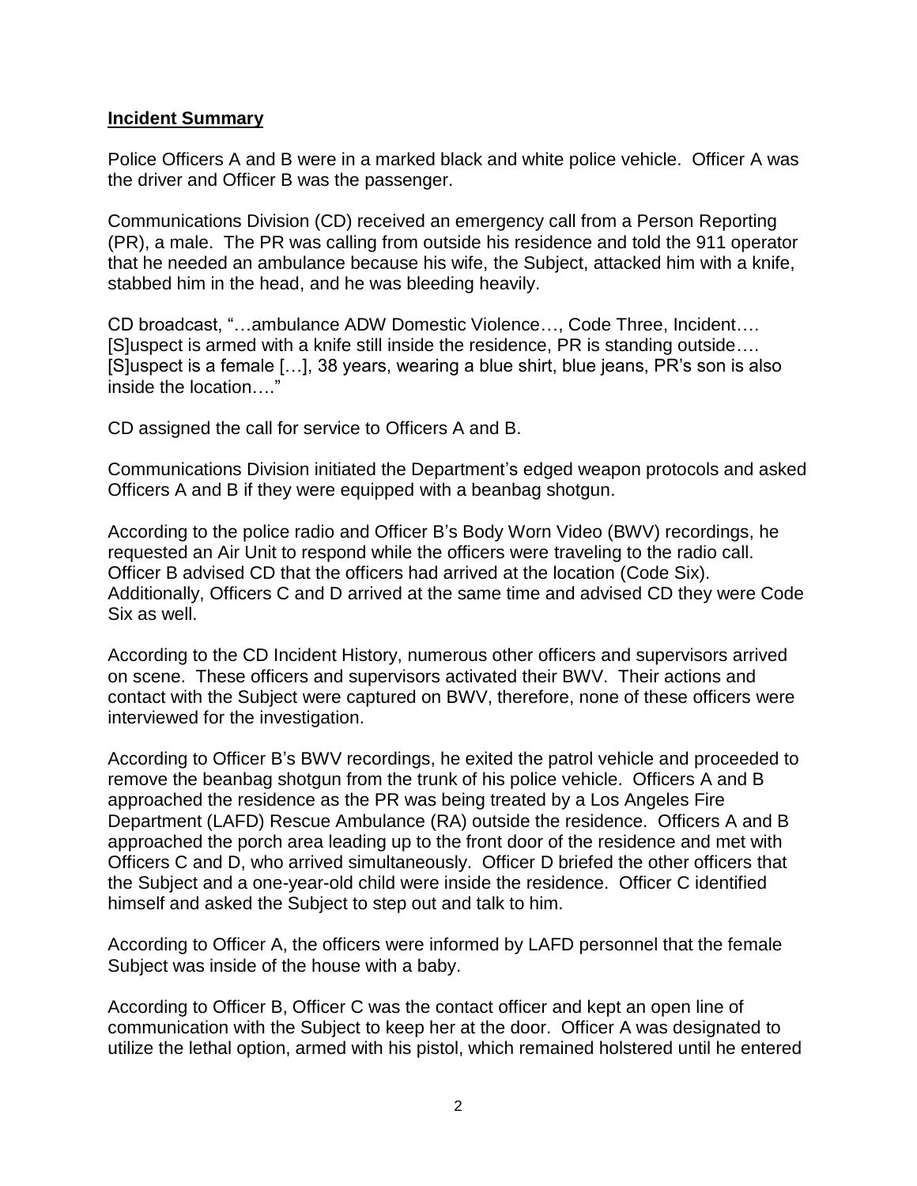## Incident Summary

Police Officers A and B were in a marked black and white police vehicle. Officer A was the driver and Officer B was the passenger.

Communications Division (CD) received an emergency call from a Person Reporting (PR), a male. The PR was calling from outside his residence and told the 911 operator that he needed an ambulance because his wife, the Subject, attacked him with a knife, stabbed him in the head, and he was bleeding heavily.

CD broadcast, "…ambulance ADW Domestic Violence…, Code Three, Incident…. [S]uspect is armed with a knife still inside the residence, PR is standing outside…. [S]uspect is a female […], 38 years, wearing a blue shirt, blue jeans, PR's son is also inside the location…."

CD assigned the call for service to Officers A and B.

Communications Division initiated the Department's edged weapon protocols and asked Officers A and B if they were equipped with a beanbag shotgun.

According to the police radio and Officer B's Body Worn Video (BWV) recordings, he requested an Air Unit to respond while the officers were traveling to the radio call. Officer B advised CD that the officers had arrived at the location (Code Six). Additionally, Officers C and D arrived at the same time and advised CD they were Code Six as well.

According to the CD Incident History, numerous other officers and supervisors arrived on scene. These officers and supervisors activated their BWV. Their actions and contact with the Subject were captured on BWV, therefore, none of these officers were interviewed for the investigation.

According to Officer B's BWV recordings, he exited the patrol vehicle and proceeded to remove the beanbag shotgun from the trunk of his police vehicle. Officers A and B approached the residence as the PR was being treated by a Los Angeles Fire Department (LAFD) Rescue Ambulance (RA) outside the residence. Officers A and B approached the porch area leading up to the front door of the residence and met with Officers C and D, who arrived simultaneously. Officer D briefed the other officers that the Subject and a one-year-old child were inside the residence. Officer C identified himself and asked the Subject to step out and talk to him.

According to Officer A, the officers were informed by LAFD personnel that the female Subject was inside of the house with a baby.

According to Officer B, Officer C was the contact officer and kept an open line of communication with the Subject to keep her at the door. Officer A was designated to utilize the lethal option, armed with his pistol, which remained holstered until he entered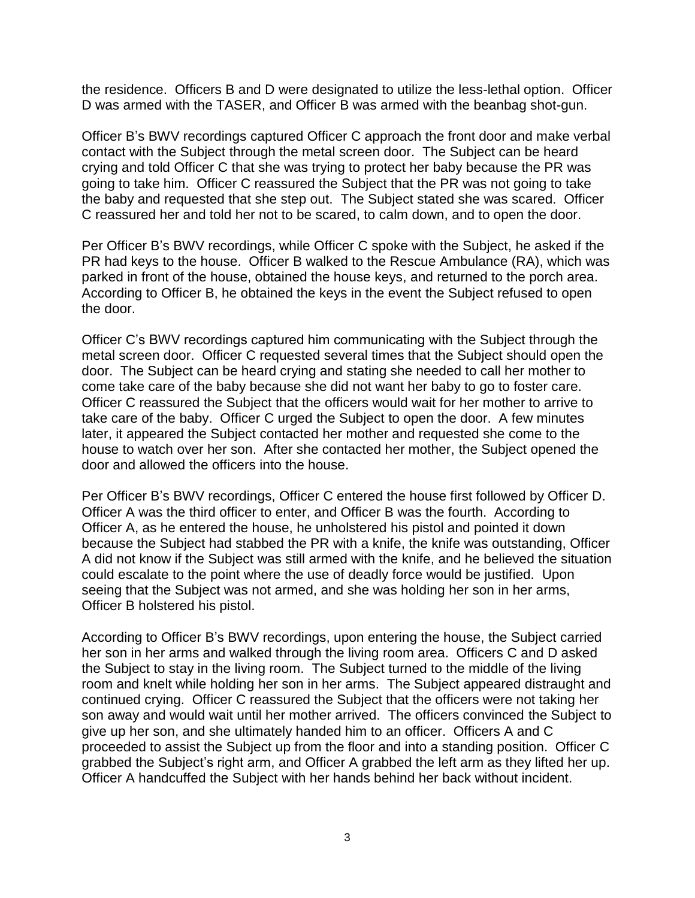the residence. Officers B and D were designated to utilize the less-lethal option. Officer D was armed with the TASER, and Officer B was armed with the beanbag shot-gun.

Officer B's BWV recordings captured Officer C approach the front door and make verbal contact with the Subject through the metal screen door. The Subject can be heard crying and told Officer C that she was trying to protect her baby because the PR was going to take him. Officer C reassured the Subject that the PR was not going to take the baby and requested that she step out. The Subject stated she was scared. Officer C reassured her and told her not to be scared, to calm down, and to open the door.

Per Officer B's BWV recordings, while Officer C spoke with the Subject, he asked if the PR had keys to the house. Officer B walked to the Rescue Ambulance (RA), which was parked in front of the house, obtained the house keys, and returned to the porch area. According to Officer B, he obtained the keys in the event the Subject refused to open the door.

Officer C's BWV recordings captured him communicating with the Subject through the metal screen door. Officer C requested several times that the Subject should open the door. The Subject can be heard crying and stating she needed to call her mother to come take care of the baby because she did not want her baby to go to foster care. Officer C reassured the Subject that the officers would wait for her mother to arrive to take care of the baby. Officer C urged the Subject to open the door. A few minutes later, it appeared the Subject contacted her mother and requested she come to the house to watch over her son. After she contacted her mother, the Subject opened the door and allowed the officers into the house.

Per Officer B's BWV recordings, Officer C entered the house first followed by Officer D. Officer A was the third officer to enter, and Officer B was the fourth. According to Officer A, as he entered the house, he unholstered his pistol and pointed it down because the Subject had stabbed the PR with a knife, the knife was outstanding, Officer A did not know if the Subject was still armed with the knife, and he believed the situation could escalate to the point where the use of deadly force would be justified. Upon seeing that the Subject was not armed, and she was holding her son in her arms, Officer B holstered his pistol.

According to Officer B's BWV recordings, upon entering the house, the Subject carried her son in her arms and walked through the living room area. Officers C and D asked the Subject to stay in the living room. The Subject turned to the middle of the living room and knelt while holding her son in her arms. The Subject appeared distraught and continued crying. Officer C reassured the Subject that the officers were not taking her son away and would wait until her mother arrived. The officers convinced the Subject to give up her son, and she ultimately handed him to an officer. Officers A and C proceeded to assist the Subject up from the floor and into a standing position. Officer C grabbed the Subject's right arm, and Officer A grabbed the left arm as they lifted her up. Officer A handcuffed the Subject with her hands behind her back without incident.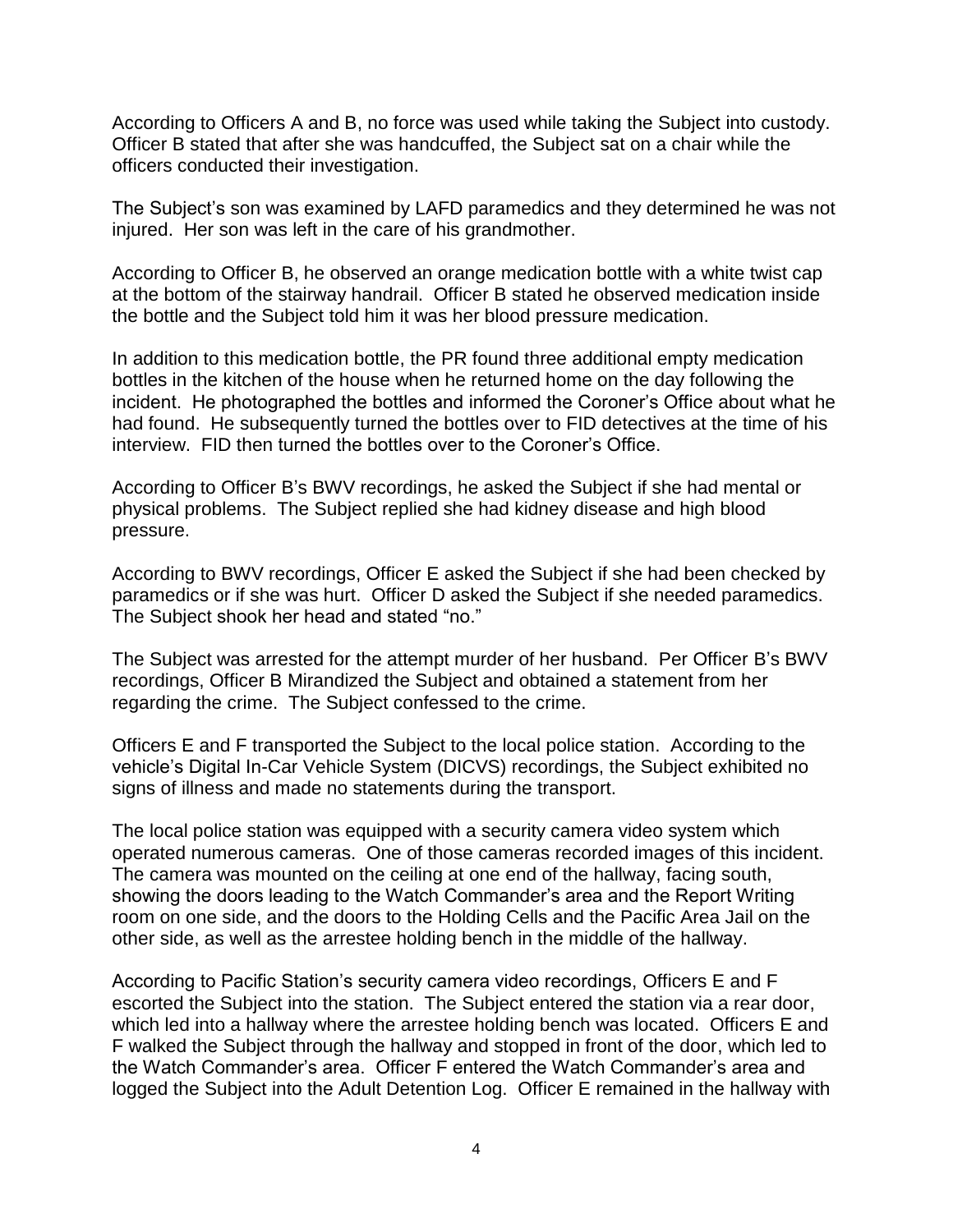According to Officers A and B, no force was used while taking the Subject into custody. Officer B stated that after she was handcuffed, the Subject sat on a chair while the officers conducted their investigation.

The Subject's son was examined by LAFD paramedics and they determined he was not injured. Her son was left in the care of his grandmother.

According to Officer B, he observed an orange medication bottle with a white twist cap at the bottom of the stairway handrail. Officer B stated he observed medication inside the bottle and the Subject told him it was her blood pressure medication.

In addition to this medication bottle, the PR found three additional empty medication bottles in the kitchen of the house when he returned home on the day following the incident. He photographed the bottles and informed the Coroner's Office about what he had found. He subsequently turned the bottles over to FID detectives at the time of his interview. FID then turned the bottles over to the Coroner's Office.

According to Officer B's BWV recordings, he asked the Subject if she had mental or physical problems. The Subject replied she had kidney disease and high blood pressure.

According to BWV recordings, Officer E asked the Subject if she had been checked by paramedics or if she was hurt. Officer D asked the Subject if she needed paramedics. The Subject shook her head and stated "no."

The Subject was arrested for the attempt murder of her husband. Per Officer B's BWV recordings, Officer B Mirandized the Subject and obtained a statement from her regarding the crime. The Subject confessed to the crime.

Officers E and F transported the Subject to the local police station. According to the vehicle's Digital In-Car Vehicle System (DICVS) recordings, the Subject exhibited no signs of illness and made no statements during the transport.

The local police station was equipped with a security camera video system which operated numerous cameras. One of those cameras recorded images of this incident. The camera was mounted on the ceiling at one end of the hallway, facing south, showing the doors leading to the Watch Commander's area and the Report Writing room on one side, and the doors to the Holding Cells and the Pacific Area Jail on the other side, as well as the arrestee holding bench in the middle of the hallway.

According to Pacific Station's security camera video recordings, Officers E and F escorted the Subject into the station. The Subject entered the station via a rear door, which led into a hallway where the arrestee holding bench was located. Officers E and F walked the Subject through the hallway and stopped in front of the door, which led to the Watch Commander's area. Officer F entered the Watch Commander's area and logged the Subject into the Adult Detention Log. Officer E remained in the hallway with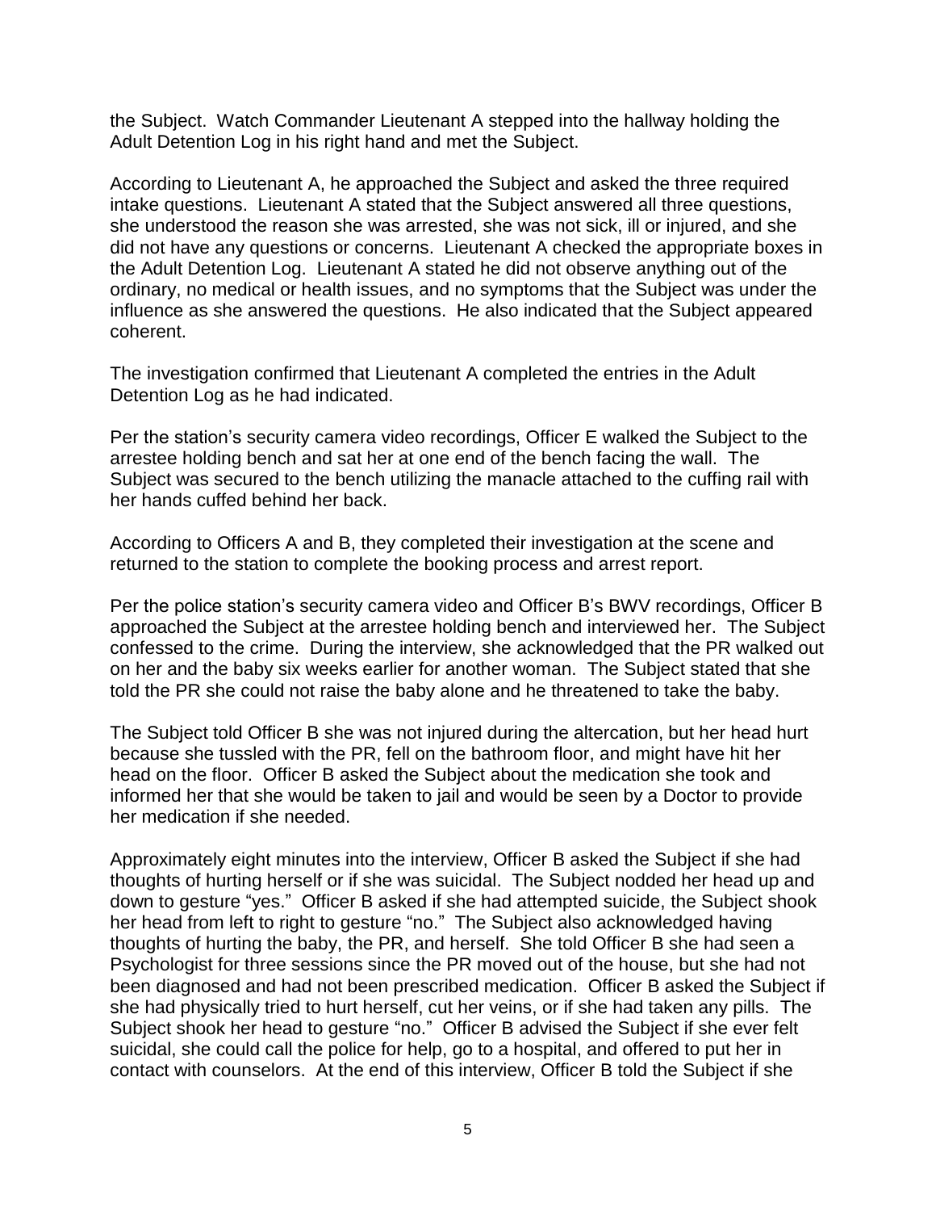the Subject. Watch Commander Lieutenant A stepped into the hallway holding the Adult Detention Log in his right hand and met the Subject.

According to Lieutenant A, he approached the Subject and asked the three required intake questions. Lieutenant A stated that the Subject answered all three questions, she understood the reason she was arrested, she was not sick, ill or injured, and she did not have any questions or concerns. Lieutenant A checked the appropriate boxes in the Adult Detention Log. Lieutenant A stated he did not observe anything out of the ordinary, no medical or health issues, and no symptoms that the Subject was under the influence as she answered the questions. He also indicated that the Subject appeared coherent.

The investigation confirmed that Lieutenant A completed the entries in the Adult Detention Log as he had indicated.

Per the station's security camera video recordings, Officer E walked the Subject to the arrestee holding bench and sat her at one end of the bench facing the wall. The Subject was secured to the bench utilizing the manacle attached to the cuffing rail with her hands cuffed behind her back.

According to Officers A and B, they completed their investigation at the scene and returned to the station to complete the booking process and arrest report.

Per the police station's security camera video and Officer B's BWV recordings, Officer B approached the Subject at the arrestee holding bench and interviewed her. The Subject confessed to the crime. During the interview, she acknowledged that the PR walked out on her and the baby six weeks earlier for another woman. The Subject stated that she told the PR she could not raise the baby alone and he threatened to take the baby.

The Subject told Officer B she was not injured during the altercation, but her head hurt because she tussled with the PR, fell on the bathroom floor, and might have hit her head on the floor. Officer B asked the Subject about the medication she took and informed her that she would be taken to jail and would be seen by a Doctor to provide her medication if she needed.

Approximately eight minutes into the interview, Officer B asked the Subject if she had thoughts of hurting herself or if she was suicidal. The Subject nodded her head up and down to gesture "yes." Officer B asked if she had attempted suicide, the Subject shook her head from left to right to gesture "no." The Subject also acknowledged having thoughts of hurting the baby, the PR, and herself. She told Officer B she had seen a Psychologist for three sessions since the PR moved out of the house, but she had not been diagnosed and had not been prescribed medication. Officer B asked the Subject if she had physically tried to hurt herself, cut her veins, or if she had taken any pills. The Subject shook her head to gesture "no." Officer B advised the Subject if she ever felt suicidal, she could call the police for help, go to a hospital, and offered to put her in contact with counselors. At the end of this interview, Officer B told the Subject if she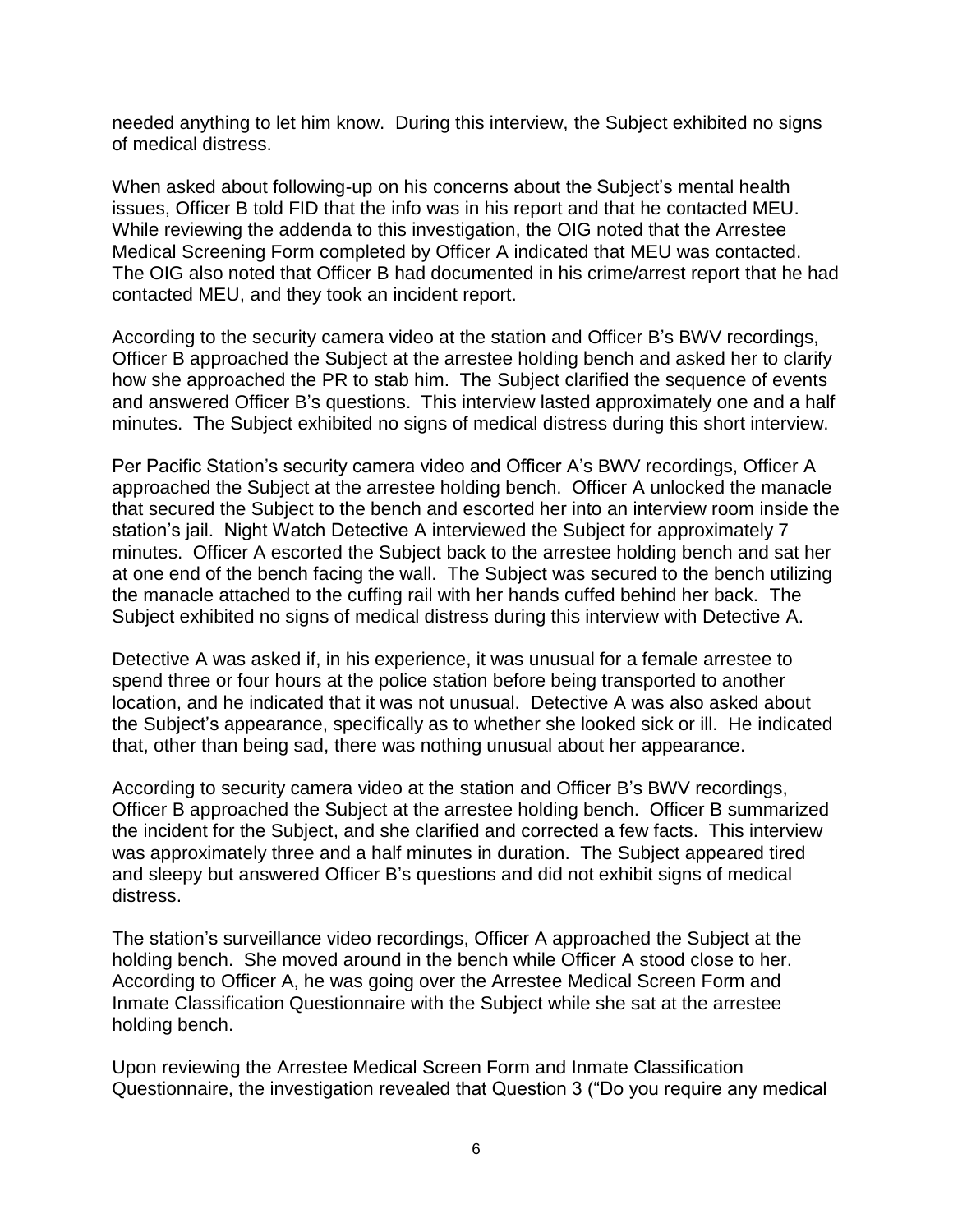needed anything to let him know. During this interview, the Subject exhibited no signs of medical distress.

When asked about following-up on his concerns about the Subject's mental health issues, Officer B told FID that the info was in his report and that he contacted MEU. While reviewing the addenda to this investigation, the OIG noted that the Arrestee Medical Screening Form completed by Officer A indicated that MEU was contacted. The OIG also noted that Officer B had documented in his crime/arrest report that he had contacted MEU, and they took an incident report.

According to the security camera video at the station and Officer B's BWV recordings, Officer B approached the Subject at the arrestee holding bench and asked her to clarify how she approached the PR to stab him. The Subject clarified the sequence of events and answered Officer B's questions. This interview lasted approximately one and a half minutes. The Subject exhibited no signs of medical distress during this short interview.

Per Pacific Station's security camera video and Officer A's BWV recordings, Officer A approached the Subject at the arrestee holding bench. Officer A unlocked the manacle that secured the Subject to the bench and escorted her into an interview room inside the station's jail. Night Watch Detective A interviewed the Subject for approximately 7 minutes. Officer A escorted the Subject back to the arrestee holding bench and sat her at one end of the bench facing the wall. The Subject was secured to the bench utilizing the manacle attached to the cuffing rail with her hands cuffed behind her back. The Subject exhibited no signs of medical distress during this interview with Detective A.

Detective A was asked if, in his experience, it was unusual for a female arrestee to spend three or four hours at the police station before being transported to another location, and he indicated that it was not unusual. Detective A was also asked about the Subject's appearance, specifically as to whether she looked sick or ill. He indicated that, other than being sad, there was nothing unusual about her appearance.

According to security camera video at the station and Officer B's BWV recordings, Officer B approached the Subject at the arrestee holding bench. Officer B summarized the incident for the Subject, and she clarified and corrected a few facts. This interview was approximately three and a half minutes in duration. The Subject appeared tired and sleepy but answered Officer B's questions and did not exhibit signs of medical distress.

The station's surveillance video recordings, Officer A approached the Subject at the holding bench. She moved around in the bench while Officer A stood close to her. According to Officer A, he was going over the Arrestee Medical Screen Form and Inmate Classification Questionnaire with the Subject while she sat at the arrestee holding bench.

Upon reviewing the Arrestee Medical Screen Form and Inmate Classification Questionnaire, the investigation revealed that Question 3 ("Do you require any medical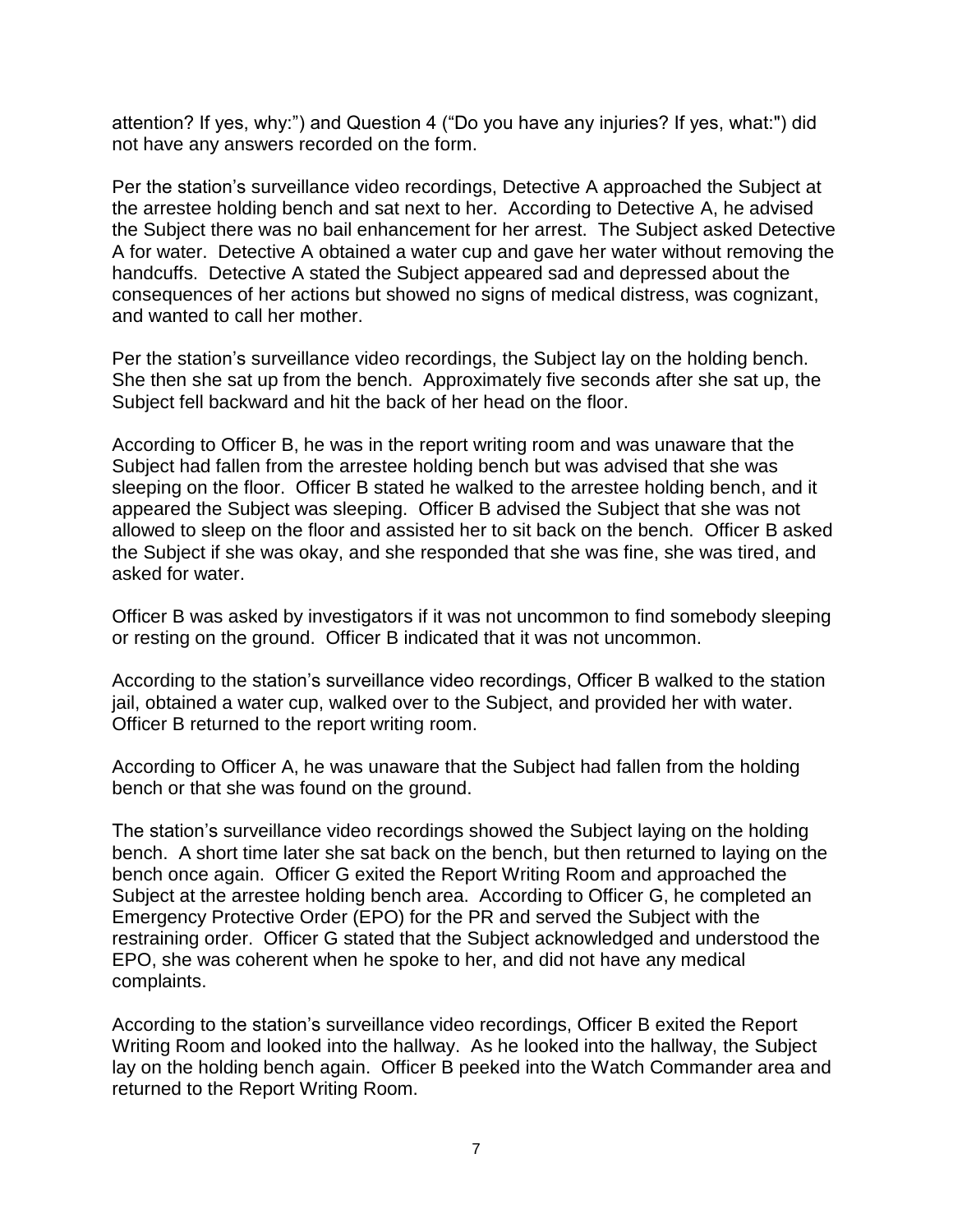attention? If yes, why:") and Question 4 ("Do you have any injuries? If yes, what:") did not have any answers recorded on the form.

Per the station's surveillance video recordings, Detective A approached the Subject at the arrestee holding bench and sat next to her. According to Detective A, he advised the Subject there was no bail enhancement for her arrest. The Subject asked Detective A for water. Detective A obtained a water cup and gave her water without removing the handcuffs. Detective A stated the Subject appeared sad and depressed about the consequences of her actions but showed no signs of medical distress, was cognizant, and wanted to call her mother.

Per the station's surveillance video recordings, the Subject lay on the holding bench. She then she sat up from the bench. Approximately five seconds after she sat up, the Subject fell backward and hit the back of her head on the floor.

According to Officer B, he was in the report writing room and was unaware that the Subject had fallen from the arrestee holding bench but was advised that she was sleeping on the floor. Officer B stated he walked to the arrestee holding bench, and it appeared the Subject was sleeping. Officer B advised the Subject that she was not allowed to sleep on the floor and assisted her to sit back on the bench. Officer B asked the Subject if she was okay, and she responded that she was fine, she was tired, and asked for water.

Officer B was asked by investigators if it was not uncommon to find somebody sleeping or resting on the ground. Officer B indicated that it was not uncommon.

According to the station's surveillance video recordings, Officer B walked to the station jail, obtained a water cup, walked over to the Subject, and provided her with water. Officer B returned to the report writing room.

According to Officer A, he was unaware that the Subject had fallen from the holding bench or that she was found on the ground.

The station's surveillance video recordings showed the Subject laying on the holding bench. A short time later she sat back on the bench, but then returned to laying on the bench once again. Officer G exited the Report Writing Room and approached the Subject at the arrestee holding bench area. According to Officer G, he completed an Emergency Protective Order (EPO) for the PR and served the Subject with the restraining order. Officer G stated that the Subject acknowledged and understood the EPO, she was coherent when he spoke to her, and did not have any medical complaints.

According to the station's surveillance video recordings, Officer B exited the Report Writing Room and looked into the hallway. As he looked into the hallway, the Subject lay on the holding bench again. Officer B peeked into the Watch Commander area and returned to the Report Writing Room.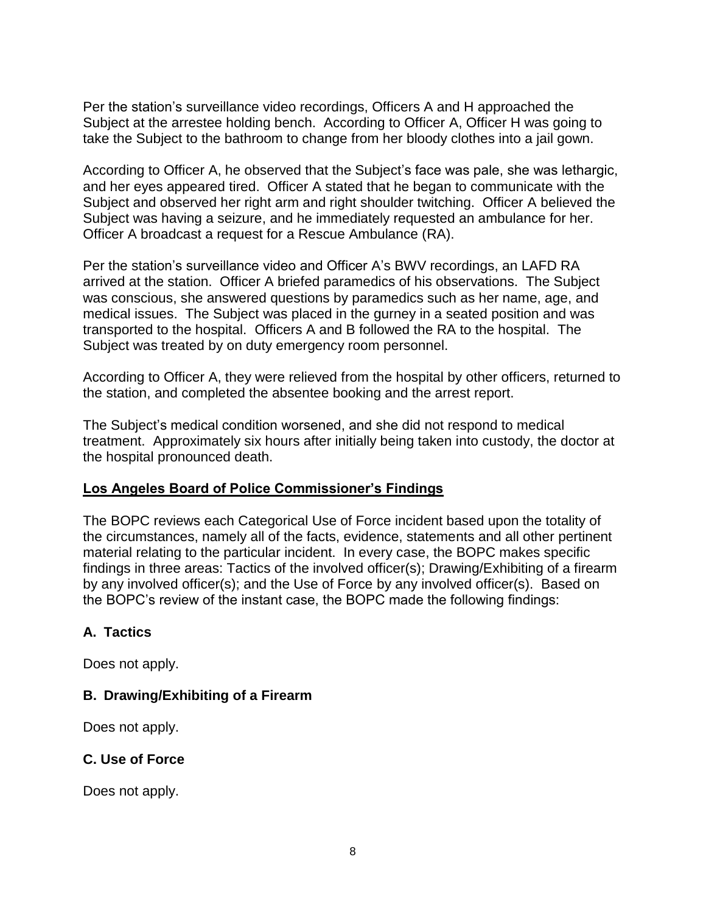Per the station's surveillance video recordings, Officers A and H approached the Subject at the arrestee holding bench. According to Officer A, Officer H was going to take the Subject to the bathroom to change from her bloody clothes into a jail gown.

According to Officer A, he observed that the Subject's face was pale, she was lethargic, and her eyes appeared tired. Officer A stated that he began to communicate with the Subject and observed her right arm and right shoulder twitching. Officer A believed the Subject was having a seizure, and he immediately requested an ambulance for her. Officer A broadcast a request for a Rescue Ambulance (RA).

Per the station's surveillance video and Officer A's BWV recordings, an LAFD RA arrived at the station. Officer A briefed paramedics of his observations. The Subject was conscious, she answered questions by paramedics such as her name, age, and medical issues. The Subject was placed in the gurney in a seated position and was transported to the hospital. Officers A and B followed the RA to the hospital. The Subject was treated by on duty emergency room personnel.

According to Officer A, they were relieved from the hospital by other officers, returned to the station, and completed the absentee booking and the arrest report.

The Subject's medical condition worsened, and she did not respond to medical treatment. Approximately six hours after initially being taken into custody, the doctor at the hospital pronounced death.

## Los Angeles Board of Police Commissioner's Findings

The BOPC reviews each Categorical Use of Force incident based upon the totality of the circumstances, namely all of the facts, evidence, statements and all other pertinent material relating to the particular incident. In every case, the BOPC makes specific findings in three areas: Tactics of the involved officer(s); Drawing/Exhibiting of a firearm by any involved officer(s); and the Use of Force by any involved officer(s). Based on the BOPC's review of the instant case, the BOPC made the following findings:

### A. Tactics

Does not apply.

### B. Drawing/Exhibiting of a Firearm

Does not apply.

### C. Use of Force

Does not apply.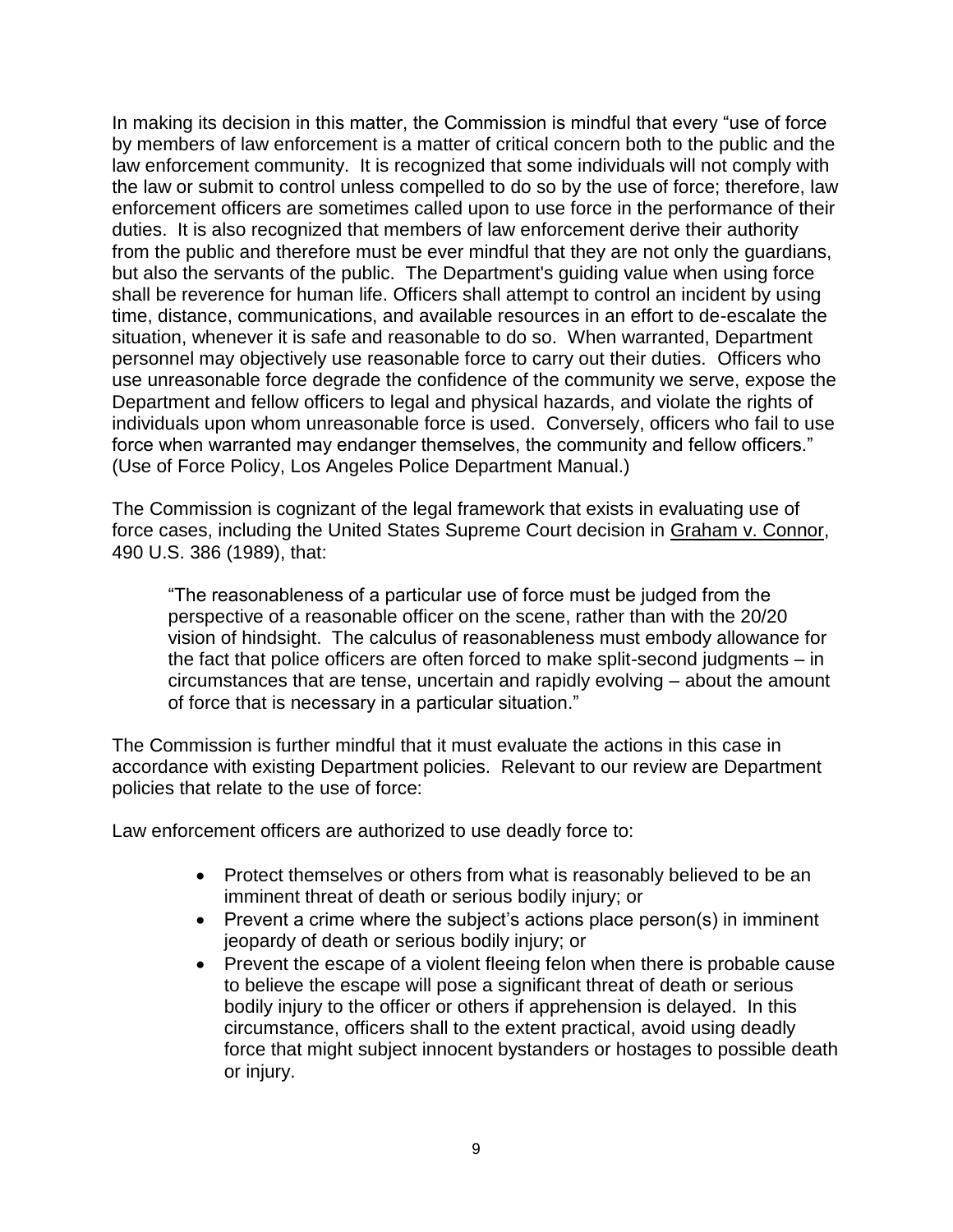In making its decision in this matter, the Commission is mindful that every "use of force by members of law enforcement is a matter of critical concern both to the public and the law enforcement community. It is recognized that some individuals will not comply with the law or submit to control unless compelled to do so by the use of force; therefore, law enforcement officers are sometimes called upon to use force in the performance of their duties. It is also recognized that members of law enforcement derive their authority from the public and therefore must be ever mindful that they are not only the guardians, but also the servants of the public. The Department's guiding value when using force shall be reverence for human life. Officers shall attempt to control an incident by using time, distance, communications, and available resources in an effort to de-escalate the situation, whenever it is safe and reasonable to do so. When warranted, Department personnel may objectively use reasonable force to carry out their duties. Officers who use unreasonable force degrade the confidence of the community we serve, expose the Department and fellow officers to legal and physical hazards, and violate the rights of individuals upon whom unreasonable force is used. Conversely, officers who fail to use force when warranted may endanger themselves, the community and fellow officers." (Use of Force Policy, Los Angeles Police Department Manual.)

The Commission is cognizant of the legal framework that exists in evaluating use of force cases, including the United States Supreme Court decision in Graham v. Connor, 490 U.S. 386 (1989), that:

> "The reasonableness of a particular use of force must be judged from the perspective of a reasonable officer on the scene, rather than with the 20/20 vision of hindsight. The calculus of reasonableness must embody allowance for the fact that police officers are often forced to make split-second judgments – in circumstances that are tense, uncertain and rapidly evolving – about the amount of force that is necessary in a particular situation."

The Commission is further mindful that it must evaluate the actions in this case in accordance with existing Department policies. Relevant to our review are Department policies that relate to the use of force:

Law enforcement officers are authorized to use deadly force to:

- Protect themselves or others from what is reasonably believed to be an imminent threat of death or serious bodily injury; or
- Prevent a crime where the subject's actions place person(s) in imminent jeopardy of death or serious bodily injury; or
- Prevent the escape of a violent fleeing felon when there is probable cause to believe the escape will pose a significant threat of death or serious bodily injury to the officer or others if apprehension is delayed. In this circumstance, officers shall to the extent practical, avoid using deadly force that might subject innocent bystanders or hostages to possible death or injury.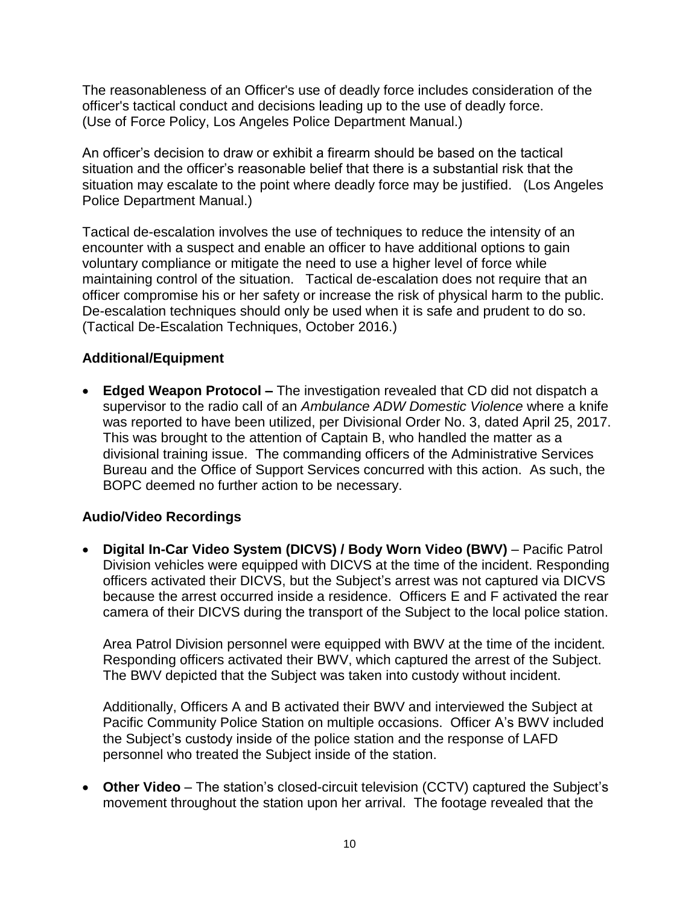The reasonableness of an Officer's use of deadly force includes consideration of the officer's tactical conduct and decisions leading up to the use of deadly force. (Use of Force Policy, Los Angeles Police Department Manual.)

An officer's decision to draw or exhibit a firearm should be based on the tactical situation and the officer's reasonable belief that there is a substantial risk that the situation may escalate to the point where deadly force may be justified. (Los Angeles Police Department Manual.)

Tactical de-escalation involves the use of techniques to reduce the intensity of an encounter with a suspect and enable an officer to have additional options to gain voluntary compliance or mitigate the need to use a higher level of force while maintaining control of the situation. Tactical de-escalation does not require that an officer compromise his or her safety or increase the risk of physical harm to the public. De-escalation techniques should only be used when it is safe and prudent to do so. (Tactical De-Escalation Techniques, October 2016.)

## Additional/Equipment

- **Edged Weapon Protocol –** The investigation revealed that CD did not dispatch a supervisor to the radio call of an *Ambulance ADW Domestic Violence* where a knife was reported to have been utilized, per Divisional Order No. 3, dated April 25, 2017. This was brought to the attention of Captain B, who handled the matter as a divisional training issue. The commanding officers of the Administrative Services Bureau and the Office of Support Services concurred with this action. As such, the BOPC deemed no further action to be necessary.

## Audio/Video Recordings

- **Digital In-Car Video System (DICVS) / Body Worn Video (BWV)** – Pacific Patrol Division vehicles were equipped with DICVS at the time of the incident. Responding officers activated their DICVS, but the Subject's arrest was not captured via DICVS because the arrest occurred inside a residence. Officers E and F activated the rear camera of their DICVS during the transport of the Subject to the local police station.

  Area Patrol Division personnel were equipped with BWV at the time of the incident. Responding officers activated their BWV, which captured the arrest of the Subject. The BWV depicted that the Subject was taken into custody without incident.

  Additionally, Officers A and B activated their BWV and interviewed the Subject at Pacific Community Police Station on multiple occasions. Officer A's BWV included the Subject's custody inside of the police station and the response of LAFD personnel who treated the Subject inside of the station.

- **Other Video** – The station's closed-circuit television (CCTV) captured the Subject's movement throughout the station upon her arrival. The footage revealed that the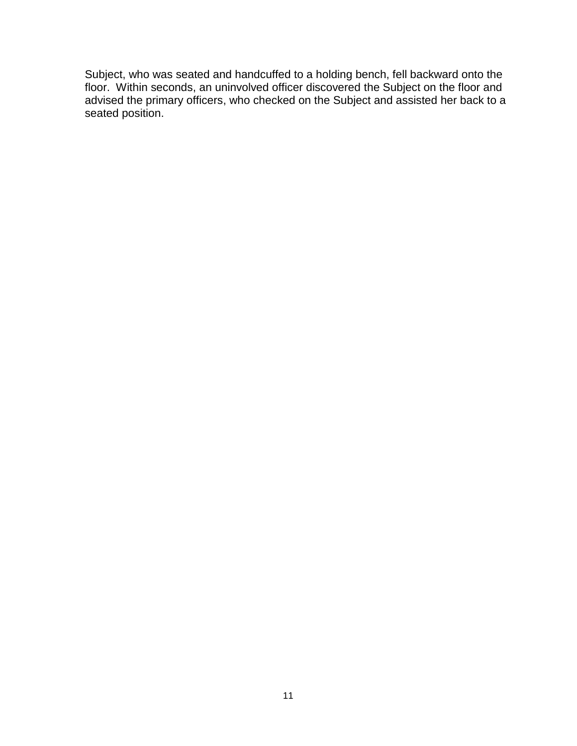Subject, who was seated and handcuffed to a holding bench, fell backward onto the floor. Within seconds, an uninvolved officer discovered the Subject on the floor and advised the primary officers, who checked on the Subject and assisted her back to a seated position.